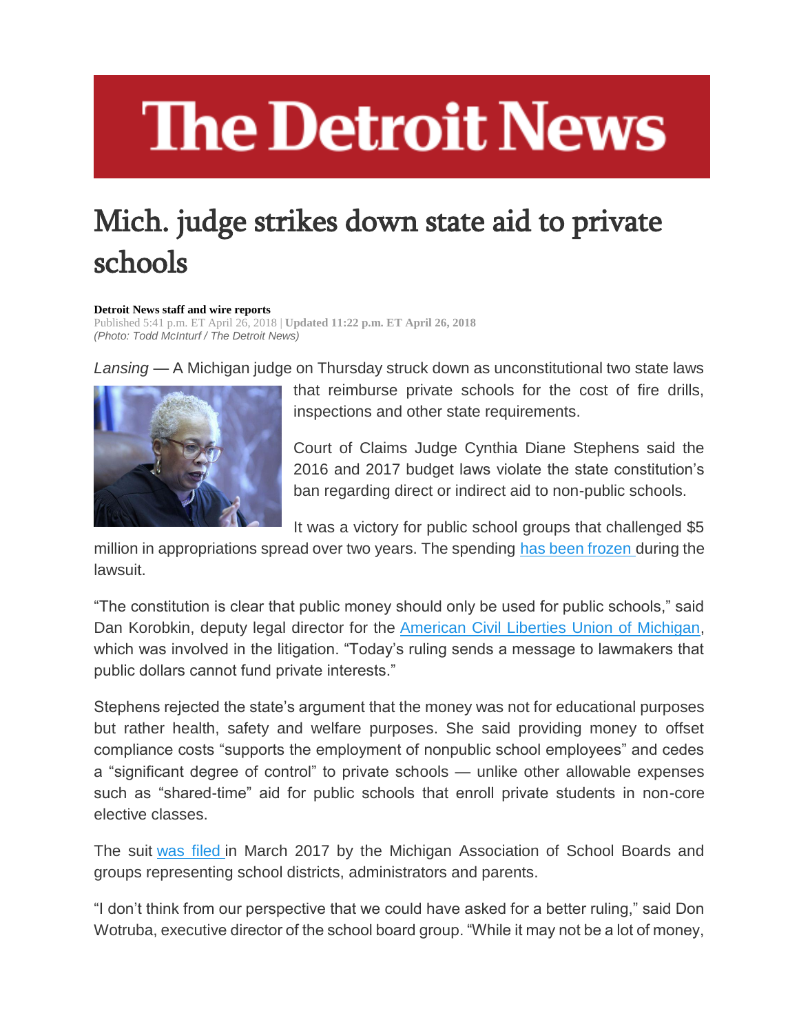# The Detroit News

## Mich. judge strikes down state aid to private schools

**Detroit News staff and wire reports**
Published 5:41 p.m. ET April 26, 2018 | **Updated 11:22 p.m. ET April 26, 2018**
*(Photo: Todd McInturf / The Detroit News)*

*Lansing* — A Michigan judge on Thursday struck down as unconstitutional two state laws that reimburse private schools for the cost of fire drills, inspections and other state requirements.

Court of Claims Judge Cynthia Diane Stephens said the 2016 and 2017 budget laws violate the state constitution's ban regarding direct or indirect aid to non-public schools.

It was a victory for public school groups that challenged $5 million in appropriations spread over two years. The spending has been frozen during the lawsuit.

"The constitution is clear that public money should only be used for public schools," said Dan Korobkin, deputy legal director for the American Civil Liberties Union of Michigan, which was involved in the litigation. "Today's ruling sends a message to lawmakers that public dollars cannot fund private interests."

Stephens rejected the state's argument that the money was not for educational purposes but rather health, safety and welfare purposes. She said providing money to offset compliance costs "supports the employment of nonpublic school employees" and cedes a "significant degree of control" to private schools — unlike other allowable expenses such as "shared-time" aid for public schools that enroll private students in non-core elective classes.

The suit was filed in March 2017 by the Michigan Association of School Boards and groups representing school districts, administrators and parents.

"I don't think from our perspective that we could have asked for a better ruling," said Don Wotruba, executive director of the school board group. "While it may not be a lot of money,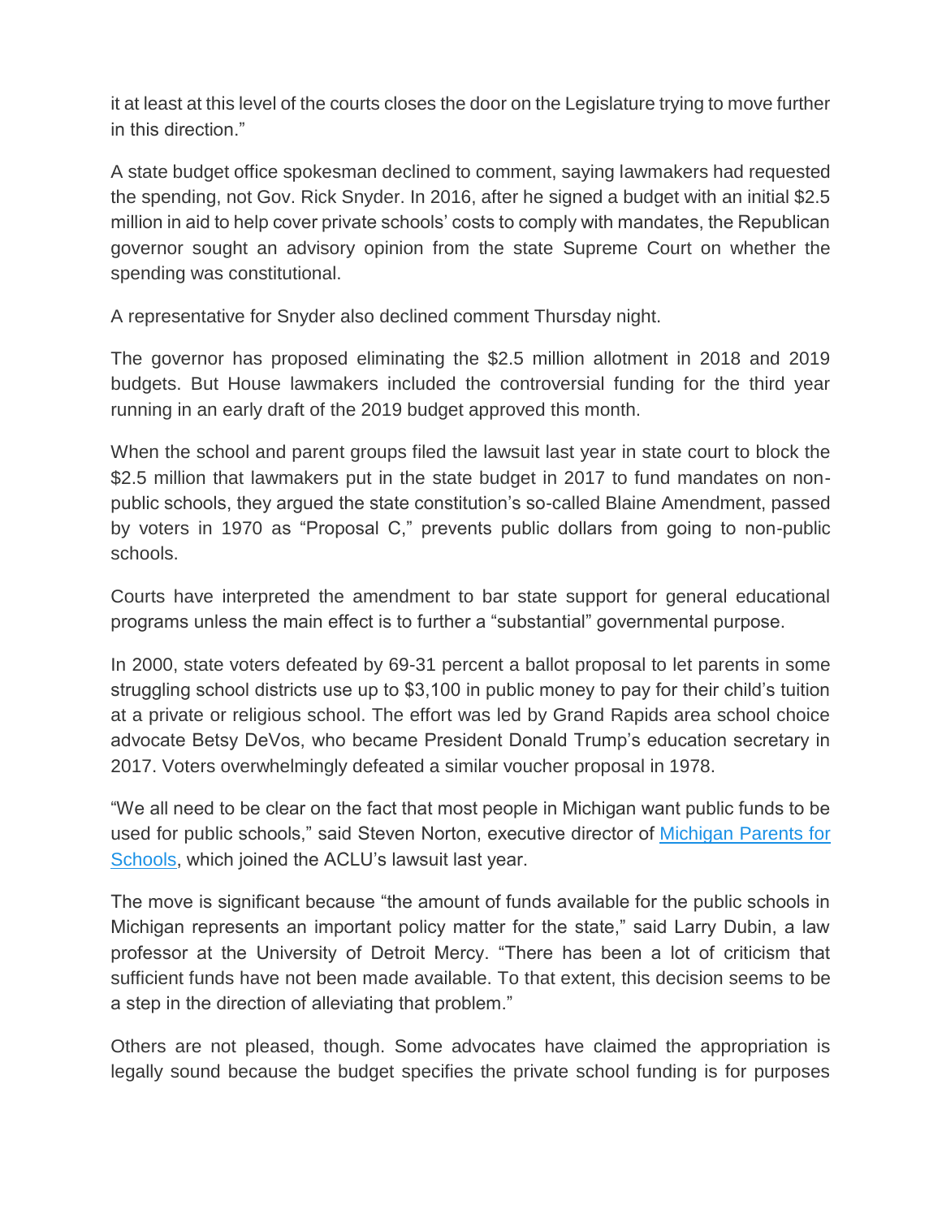it at least at this level of the courts closes the door on the Legislature trying to move further in this direction."

A state budget office spokesman declined to comment, saying lawmakers had requested the spending, not Gov. Rick Snyder. In 2016, after he signed a budget with an initial $2.5 million in aid to help cover private schools' costs to comply with mandates, the Republican governor sought an advisory opinion from the state Supreme Court on whether the spending was constitutional.

A representative for Snyder also declined comment Thursday night.

The governor has proposed eliminating the $2.5 million allotment in 2018 and 2019 budgets. But House lawmakers included the controversial funding for the third year running in an early draft of the 2019 budget approved this month.

When the school and parent groups filed the lawsuit last year in state court to block the $2.5 million that lawmakers put in the state budget in 2017 to fund mandates on non-public schools, they argued the state constitution's so-called Blaine Amendment, passed by voters in 1970 as "Proposal C," prevents public dollars from going to non-public schools.

Courts have interpreted the amendment to bar state support for general educational programs unless the main effect is to further a "substantial" governmental purpose.

In 2000, state voters defeated by 69-31 percent a ballot proposal to let parents in some struggling school districts use up to $3,100 in public money to pay for their child's tuition at a private or religious school. The effort was led by Grand Rapids area school choice advocate Betsy DeVos, who became President Donald Trump's education secretary in 2017. Voters overwhelmingly defeated a similar voucher proposal in 1978.

"We all need to be clear on the fact that most people in Michigan want public funds to be used for public schools," said Steven Norton, executive director of [Michigan Parents for Schools](), which joined the ACLU's lawsuit last year.

The move is significant because "the amount of funds available for the public schools in Michigan represents an important policy matter for the state," said Larry Dubin, a law professor at the University of Detroit Mercy. "There has been a lot of criticism that sufficient funds have not been made available. To that extent, this decision seems to be a step in the direction of alleviating that problem."

Others are not pleased, though. Some advocates have claimed the appropriation is legally sound because the budget specifies the private school funding is for purposes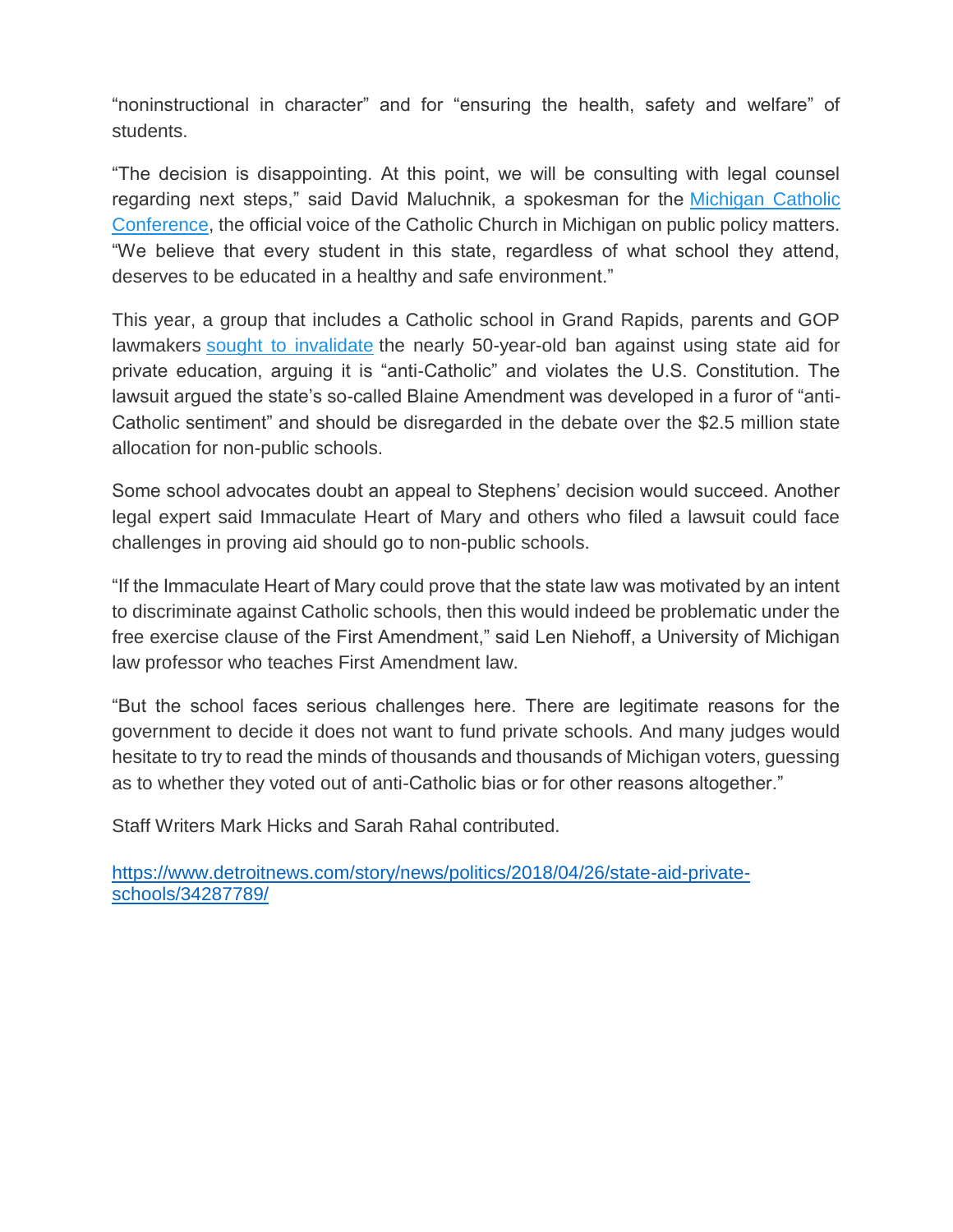"noninstructional in character" and for "ensuring the health, safety and welfare" of students.

"The decision is disappointing. At this point, we will be consulting with legal counsel regarding next steps," said David Maluchnik, a spokesman for the [Michigan Catholic Conference](), the official voice of the Catholic Church in Michigan on public policy matters. "We believe that every student in this state, regardless of what school they attend, deserves to be educated in a healthy and safe environment."

This year, a group that includes a Catholic school in Grand Rapids, parents and GOP lawmakers [sought to invalidate]() the nearly 50-year-old ban against using state aid for private education, arguing it is "anti-Catholic" and violates the U.S. Constitution. The lawsuit argued the state's so-called Blaine Amendment was developed in a furor of "anti-Catholic sentiment" and should be disregarded in the debate over the $2.5 million state allocation for non-public schools.

Some school advocates doubt an appeal to Stephens' decision would succeed. Another legal expert said Immaculate Heart of Mary and others who filed a lawsuit could face challenges in proving aid should go to non-public schools.

"If the Immaculate Heart of Mary could prove that the state law was motivated by an intent to discriminate against Catholic schools, then this would indeed be problematic under the free exercise clause of the First Amendment," said Len Niehoff, a University of Michigan law professor who teaches First Amendment law.

"But the school faces serious challenges here. There are legitimate reasons for the government to decide it does not want to fund private schools. And many judges would hesitate to try to read the minds of thousands and thousands of Michigan voters, guessing as to whether they voted out of anti-Catholic bias or for other reasons altogether."

Staff Writers Mark Hicks and Sarah Rahal contributed.

https://www.detroitnews.com/story/news/politics/2018/04/26/state-aid-private-schools/34287789/